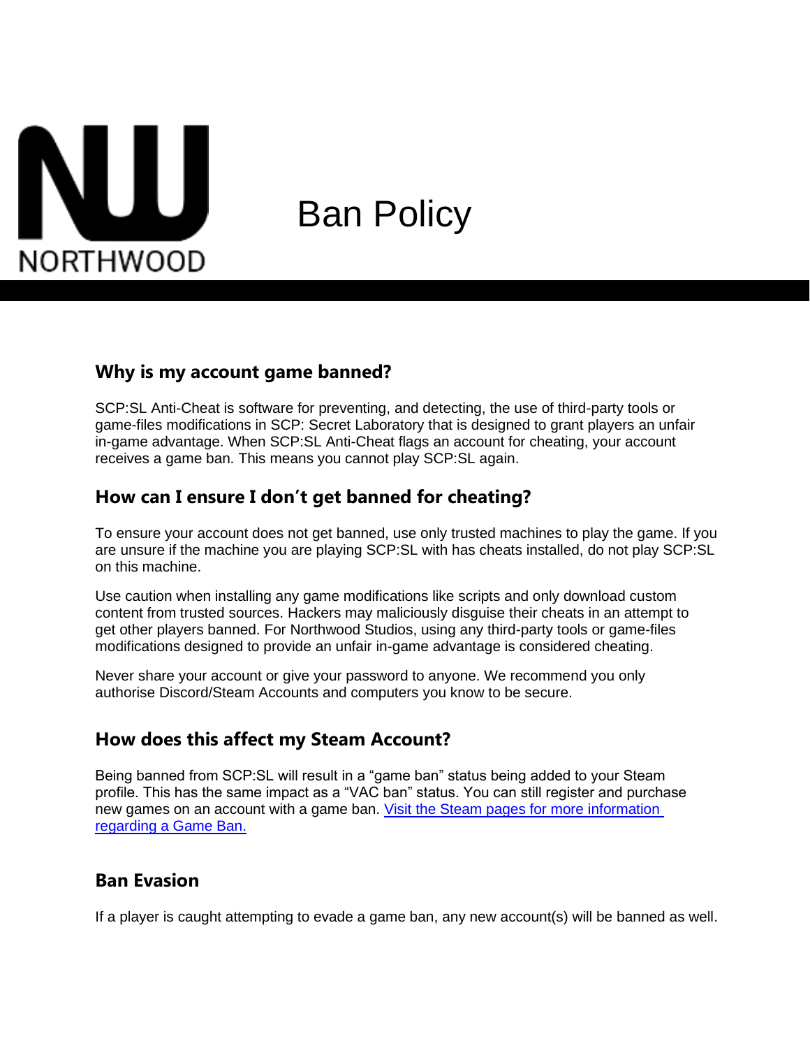NORTHWOOD

# Ban Policy

## Why is my account game banned?

SCP:SL Anti-Cheat is software for preventing, and detecting, the use of third-party tools or game-files modifications in SCP: Secret Laboratory that is designed to grant players an unfair in-game advantage. When SCP:SL Anti-Cheat flags an account for cheating, your account receives a game ban. This means you cannot play SCP:SL again.

## How can I ensure I don't get banned for cheating?

To ensure your account does not get banned, use only trusted machines to play the game. If you are unsure if the machine you are playing SCP:SL with has cheats installed, do not play SCP:SL on this machine.

Use caution when installing any game modifications like scripts and only download custom content from trusted sources. Hackers may maliciously disguise their cheats in an attempt to get other players banned. For Northwood Studios, using any third-party tools or game-files modifications designed to provide an unfair in-game advantage is considered cheating.

Never share your account or give your password to anyone. We recommend you only authorise Discord/Steam Accounts and computers you know to be secure.

## How does this affect my Steam Account?

Being banned from SCP:SL will result in a "game ban" status being added to your Steam profile. This has the same impact as a "VAC ban" status. You can still register and purchase new games on an account with a game ban. [Visit the Steam pages for more information regarding a Game Ban.]

## Ban Evasion

If a player is caught attempting to evade a game ban, any new account(s) will be banned as well.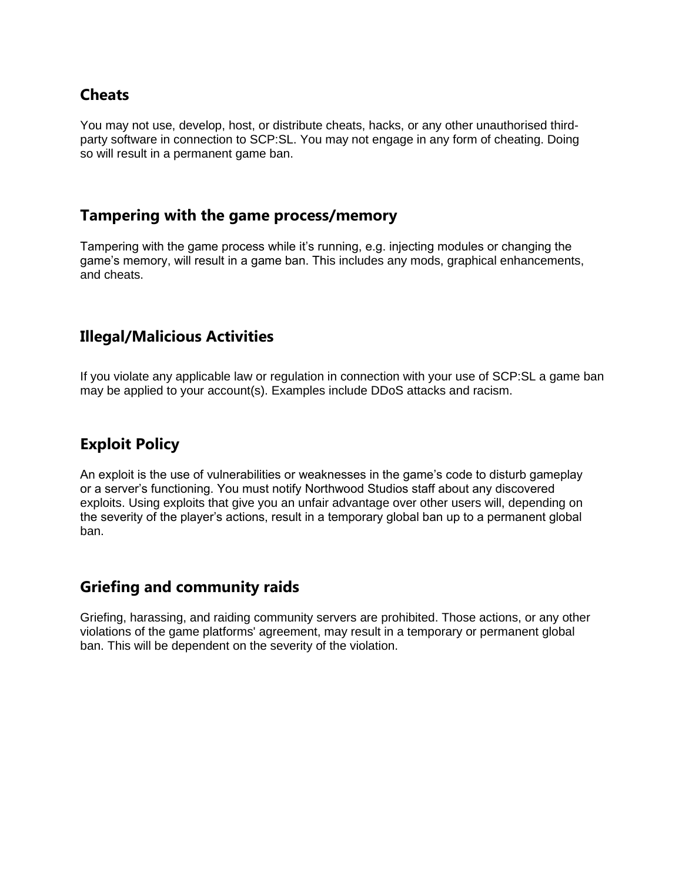## Cheats

You may not use, develop, host, or distribute cheats, hacks, or any other unauthorised third-party software in connection to SCP:SL. You may not engage in any form of cheating. Doing so will result in a permanent game ban.

## Tampering with the game process/memory

Tampering with the game process while it's running, e.g. injecting modules or changing the game's memory, will result in a game ban. This includes any mods, graphical enhancements, and cheats.

## Illegal/Malicious Activities

If you violate any applicable law or regulation in connection with your use of SCP:SL a game ban may be applied to your account(s). Examples include DDoS attacks and racism.

## Exploit Policy

An exploit is the use of vulnerabilities or weaknesses in the game's code to disturb gameplay or a server's functioning. You must notify Northwood Studios staff about any discovered exploits. Using exploits that give you an unfair advantage over other users will, depending on the severity of the player's actions, result in a temporary global ban up to a permanent global ban.

## Griefing and community raids

Griefing, harassing, and raiding community servers are prohibited. Those actions, or any other violations of the game platforms' agreement, may result in a temporary or permanent global ban. This will be dependent on the severity of the violation.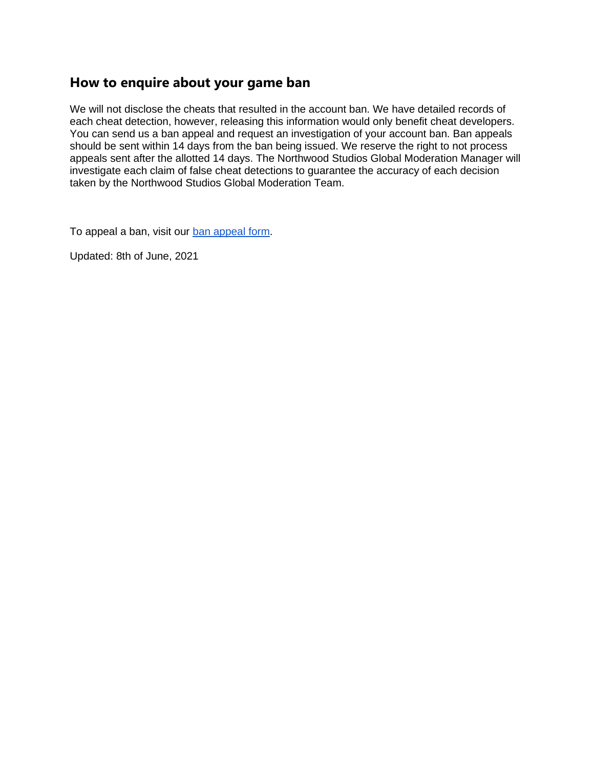## How to enquire about your game ban

We will not disclose the cheats that resulted in the account ban. We have detailed records of each cheat detection, however, releasing this information would only benefit cheat developers. You can send us a ban appeal and request an investigation of your account ban. Ban appeals should be sent within 14 days from the ban being issued. We reserve the right to not process appeals sent after the allotted 14 days. The Northwood Studios Global Moderation Manager will investigate each claim of false cheat detections to guarantee the accuracy of each decision taken by the Northwood Studios Global Moderation Team.

To appeal a ban, visit our ban appeal form.

Updated: 8th of June, 2021